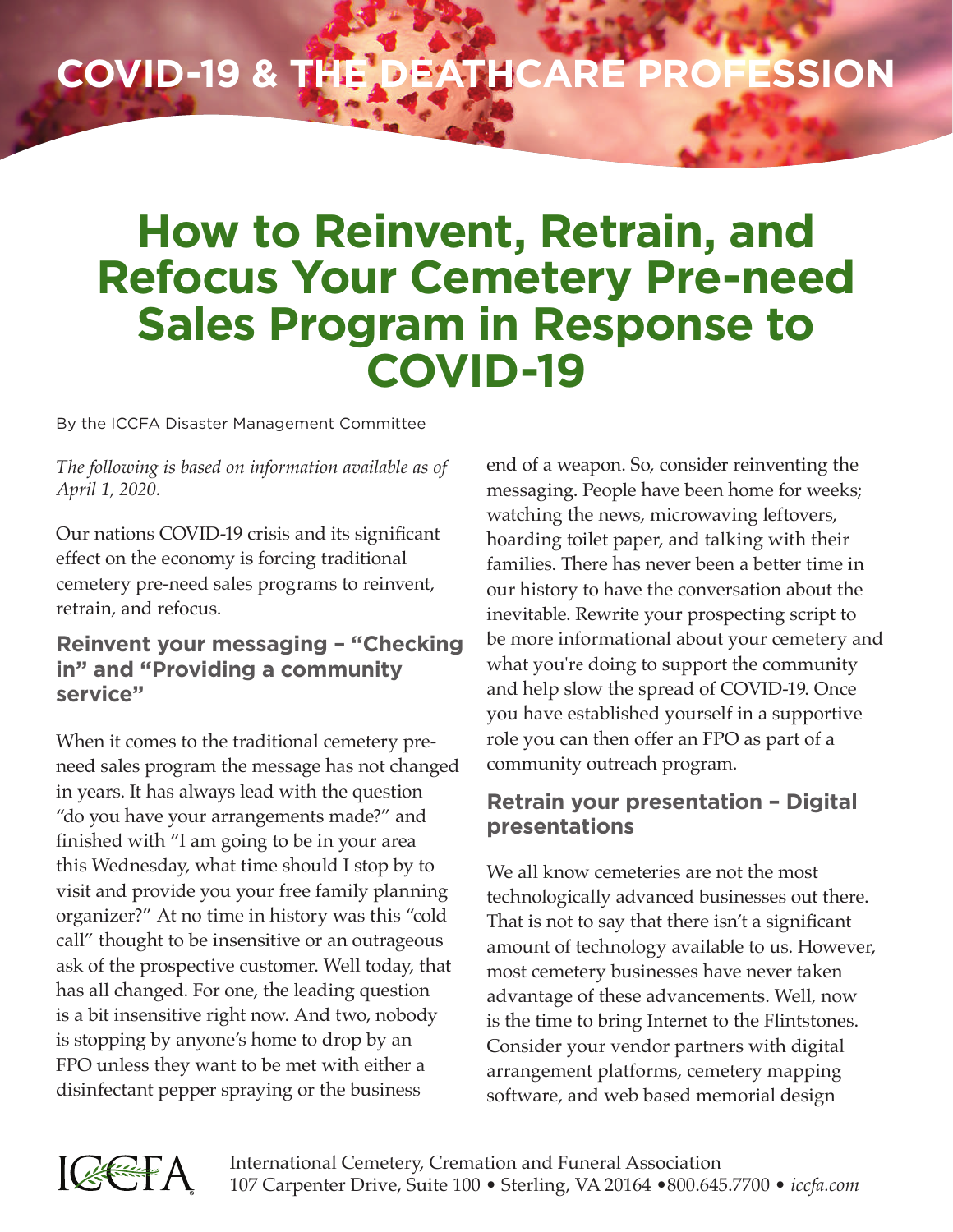# COVID-19 & THE DEATHCARE PROFESSION

# How to Reinvent, Retrain, and Refocus Your Cemetery Pre-need Sales Program in Response to COVID-19

By the ICCFA Disaster Management Committee

*The following is based on information available as of April 1, 2020.*

Our nations COVID-19 crisis and its significant effect on the economy is forcing traditional cemetery pre-need sales programs to reinvent, retrain, and refocus.

## Reinvent your messaging – "Checking in" and "Providing a community service"

When it comes to the traditional cemetery pre-need sales program the message has not changed in years. It has always lead with the question "do you have your arrangements made?" and finished with "I am going to be in your area this Wednesday, what time should I stop by to visit and provide you your free family planning organizer?" At no time in history was this "cold call" thought to be insensitive or an outrageous ask of the prospective customer. Well today, that has all changed. For one, the leading question is a bit insensitive right now. And two, nobody is stopping by anyone's home to drop by an FPO unless they want to be met with either a disinfectant pepper spraying or the business end of a weapon. So, consider reinventing the messaging. People have been home for weeks; watching the news, microwaving leftovers, hoarding toilet paper, and talking with their families. There has never been a better time in our history to have the conversation about the inevitable. Rewrite your prospecting script to be more informational about your cemetery and what you're doing to support the community and help slow the spread of COVID-19. Once you have established yourself in a supportive role you can then offer an FPO as part of a community outreach program.

## Retrain your presentation – Digital presentations

We all know cemeteries are not the most technologically advanced businesses out there. That is not to say that there isn't a significant amount of technology available to us. However, most cemetery businesses have never taken advantage of these advancements. Well, now is the time to bring Internet to the Flintstones. Consider your vendor partners with digital arrangement platforms, cemetery mapping software, and web based memorial design

International Cemetery, Cremation and Funeral Association
107 Carpenter Drive, Suite 100 • Sterling, VA 20164 •800.645.7700 • *iccfa.com*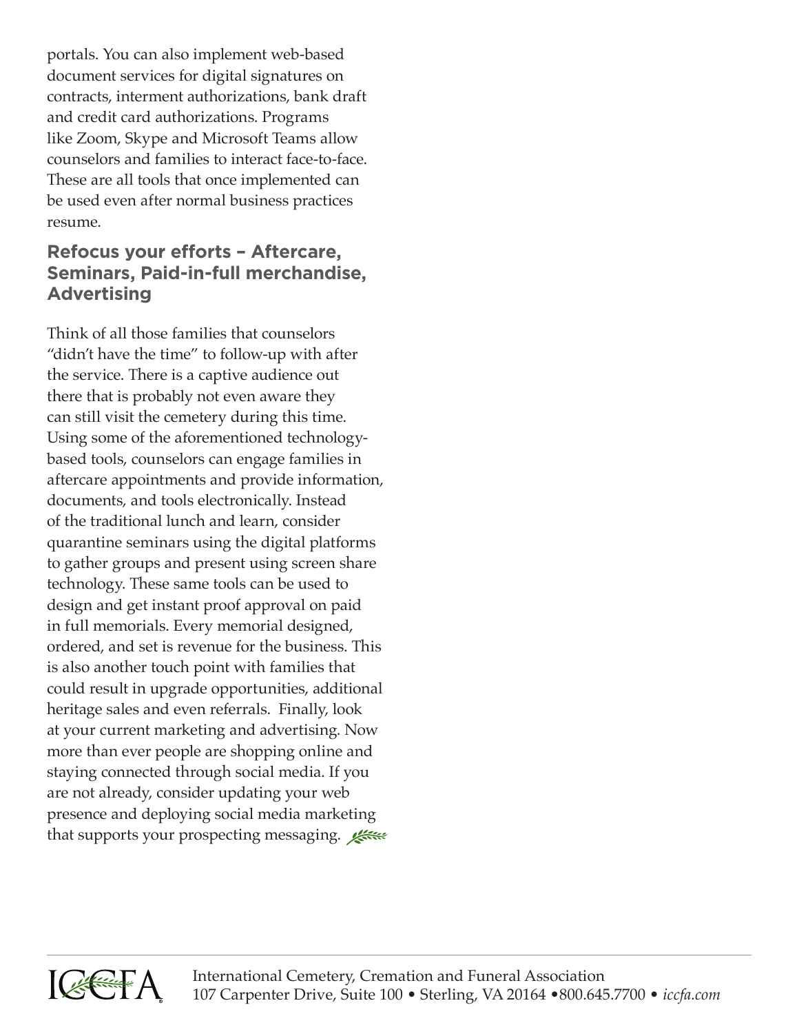portals. You can also implement web-based document services for digital signatures on contracts, interment authorizations, bank draft and credit card authorizations. Programs like Zoom, Skype and Microsoft Teams allow counselors and families to interact face-to-face. These are all tools that once implemented can be used even after normal business practices resume.

## Refocus your efforts – Aftercare, Seminars, Paid-in-full merchandise, Advertising

Think of all those families that counselors "didn't have the time" to follow-up with after the service. There is a captive audience out there that is probably not even aware they can still visit the cemetery during this time. Using some of the aforementioned technology-based tools, counselors can engage families in aftercare appointments and provide information, documents, and tools electronically. Instead of the traditional lunch and learn, consider quarantine seminars using the digital platforms to gather groups and present using screen share technology. These same tools can be used to design and get instant proof approval on paid in full memorials. Every memorial designed, ordered, and set is revenue for the business. This is also another touch point with families that could result in upgrade opportunities, additional heritage sales and even referrals. Finally, look at your current marketing and advertising. Now more than ever people are shopping online and staying connected through social media. If you are not already, consider updating your web presence and deploying social media marketing that supports your prospecting messaging.

International Cemetery, Cremation and Funeral Association
107 Carpenter Drive, Suite 100 • Sterling, VA 20164 •800.645.7700 • *iccfa.com*